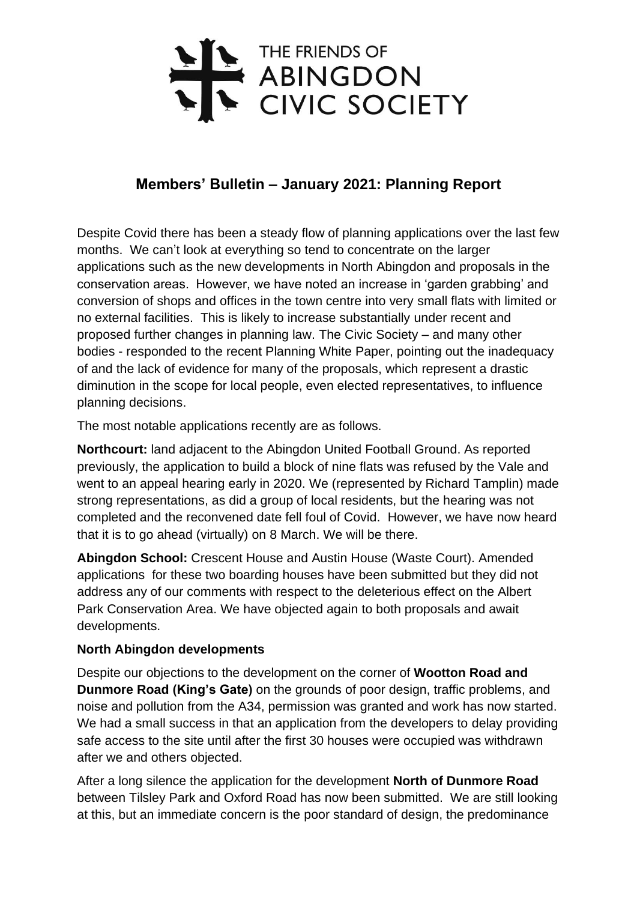THE FRIENDS OF
ABINGDON
CIVIC SOCIETY

## Members' Bulletin – January 2021: Planning Report

Despite Covid there has been a steady flow of planning applications over the last few months. We can't look at everything so tend to concentrate on the larger applications such as the new developments in North Abingdon and proposals in the conservation areas. However, we have noted an increase in 'garden grabbing' and conversion of shops and offices in the town centre into very small flats with limited or no external facilities. This is likely to increase substantially under recent and proposed further changes in planning law. The Civic Society – and many other bodies - responded to the recent Planning White Paper, pointing out the inadequacy of and the lack of evidence for many of the proposals, which represent a drastic diminution in the scope for local people, even elected representatives, to influence planning decisions.

The most notable applications recently are as follows.

**Northcourt:** land adjacent to the Abingdon United Football Ground. As reported previously, the application to build a block of nine flats was refused by the Vale and went to an appeal hearing early in 2020. We (represented by Richard Tamplin) made strong representations, as did a group of local residents, but the hearing was not completed and the reconvened date fell foul of Covid. However, we have now heard that it is to go ahead (virtually) on 8 March. We will be there.

**Abingdon School:** Crescent House and Austin House (Waste Court). Amended applications for these two boarding houses have been submitted but they did not address any of our comments with respect to the deleterious effect on the Albert Park Conservation Area. We have objected again to both proposals and await developments.

### North Abingdon developments

Despite our objections to the development on the corner of **Wootton Road and Dunmore Road (King's Gate)** on the grounds of poor design, traffic problems, and noise and pollution from the A34, permission was granted and work has now started. We had a small success in that an application from the developers to delay providing safe access to the site until after the first 30 houses were occupied was withdrawn after we and others objected.

After a long silence the application for the development **North of Dunmore Road** between Tilsley Park and Oxford Road has now been submitted. We are still looking at this, but an immediate concern is the poor standard of design, the predominance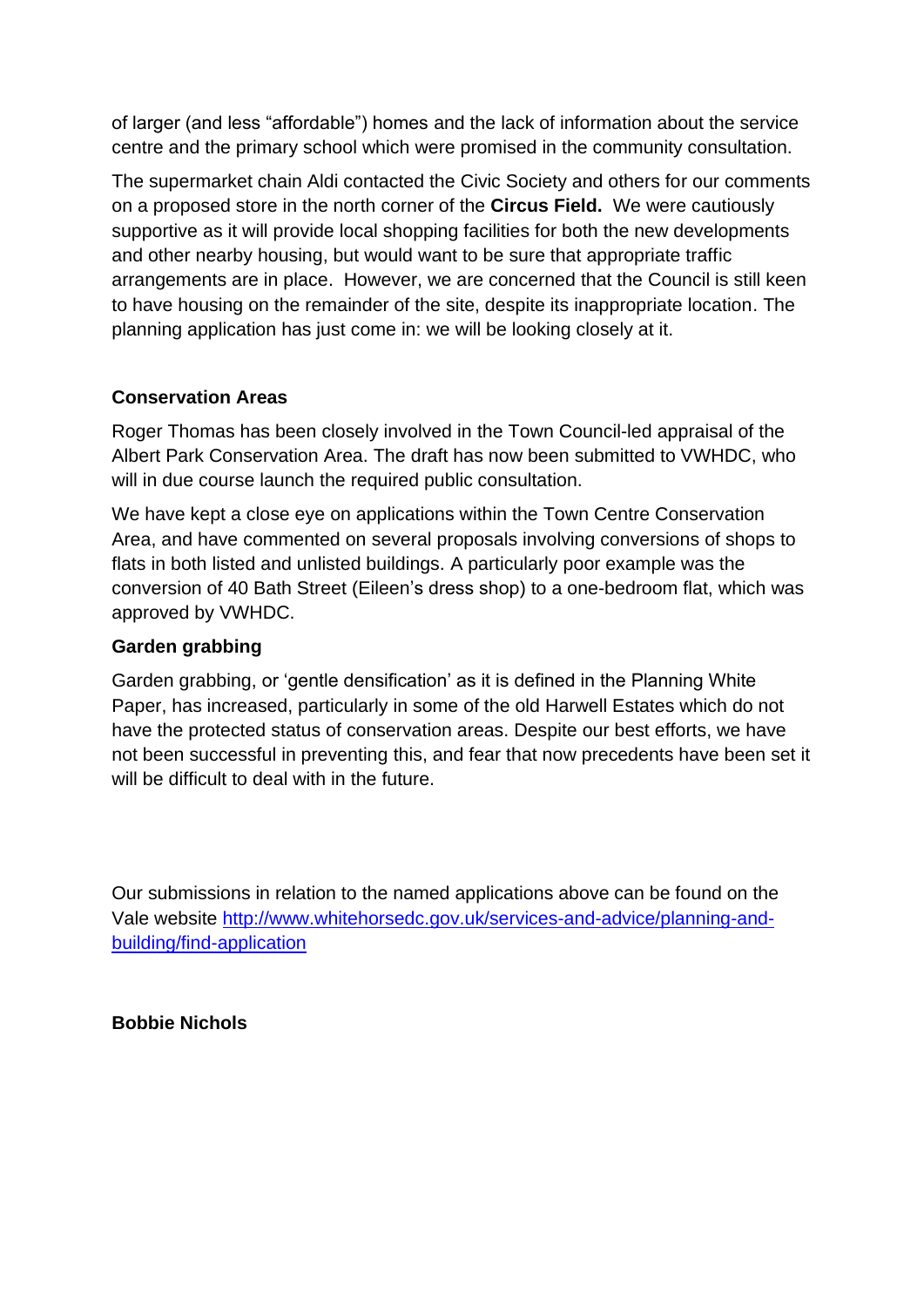of larger (and less "affordable") homes and the lack of information about the service centre and the primary school which were promised in the community consultation.

The supermarket chain Aldi contacted the Civic Society and others for our comments on a proposed store in the north corner of the **Circus Field.** We were cautiously supportive as it will provide local shopping facilities for both the new developments and other nearby housing, but would want to be sure that appropriate traffic arrangements are in place. However, we are concerned that the Council is still keen to have housing on the remainder of the site, despite its inappropriate location. The planning application has just come in: we will be looking closely at it.

**Conservation Areas**

Roger Thomas has been closely involved in the Town Council-led appraisal of the Albert Park Conservation Area. The draft has now been submitted to VWHDC, who will in due course launch the required public consultation.

We have kept a close eye on applications within the Town Centre Conservation Area, and have commented on several proposals involving conversions of shops to flats in both listed and unlisted buildings. A particularly poor example was the conversion of 40 Bath Street (Eileen's dress shop) to a one-bedroom flat, which was approved by VWHDC.

**Garden grabbing**

Garden grabbing, or 'gentle densification' as it is defined in the Planning White Paper, has increased, particularly in some of the old Harwell Estates which do not have the protected status of conservation areas. Despite our best efforts, we have not been successful in preventing this, and fear that now precedents have been set it will be difficult to deal with in the future.

Our submissions in relation to the named applications above can be found on the Vale website [http://www.whitehorsedc.gov.uk/services-and-advice/planning-and-building/find-application](http://www.whitehorsedc.gov.uk/services-and-advice/planning-and-building/find-application)

**Bobbie Nichols**